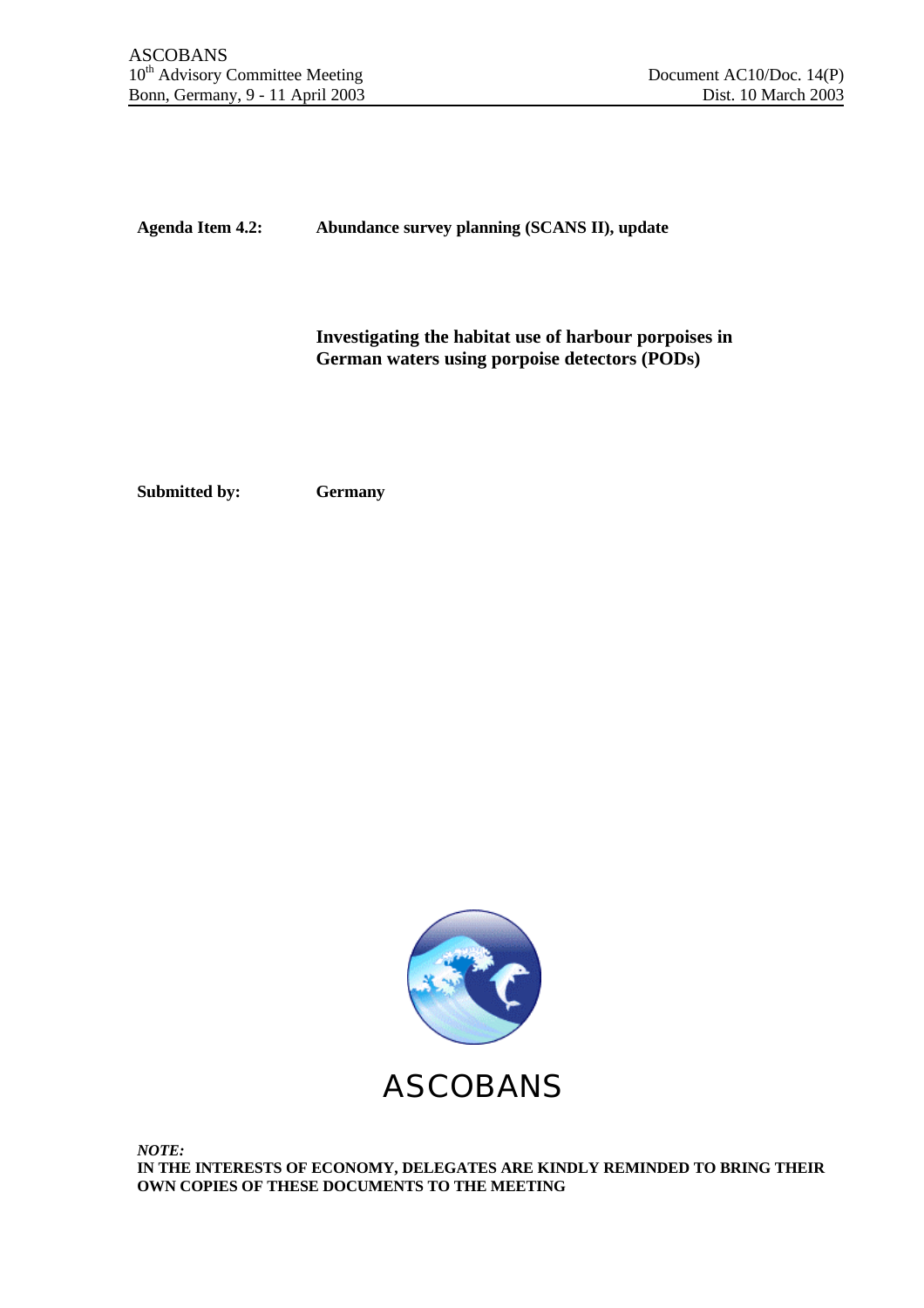ASCOBANS
10th Advisory Committee Meeting
Bonn, Germany, 9 - 11 April 2003

Document AC10/Doc. 14(P)
Dist. 10 March 2003

**Agenda Item 4.2:** **Abundance survey planning (SCANS II), update**

**Investigating the habitat use of harbour porpoises in German waters using porpoise detectors (PODs)**

**Submitted by:** **Germany**

ASCOBANS

*NOTE:*
**IN THE INTERESTS OF ECONOMY, DELEGATES ARE KINDLY REMINDED TO BRING THEIR OWN COPIES OF THESE DOCUMENTS TO THE MEETING**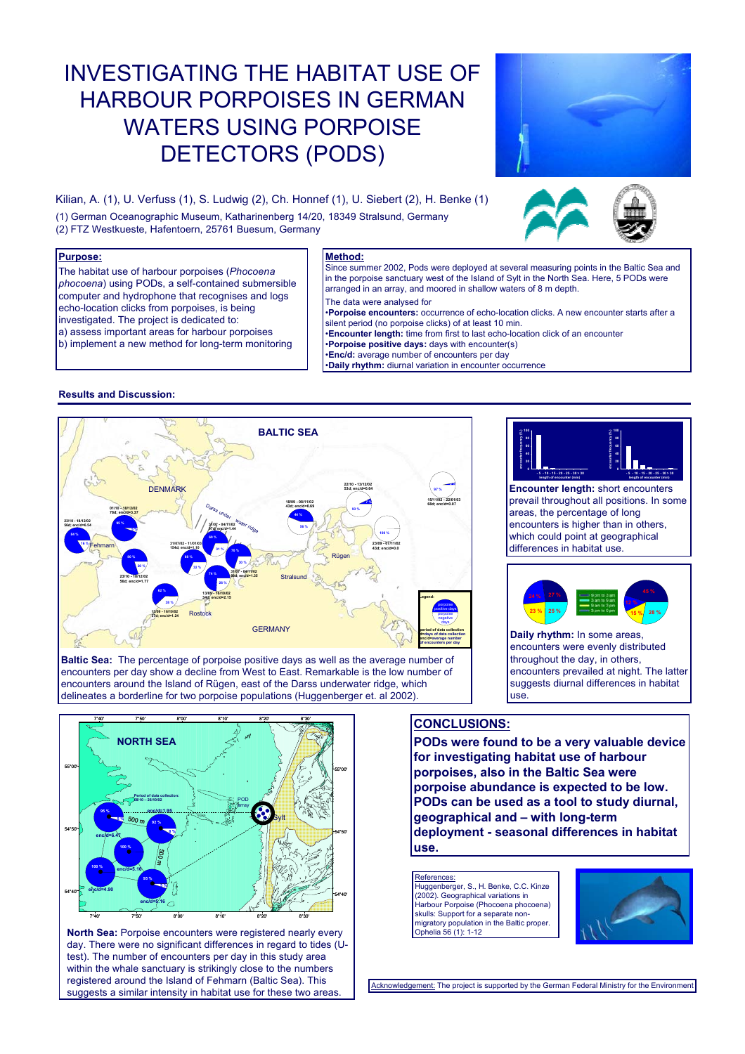# INVESTIGATING THE HABITAT USE OF HARBOUR PORPOISES IN GERMAN WATERS USING PORPOISE DETECTORS (PODS)

Kilian, A. (1), U. Verfuss (1), S. Ludwig (2), Ch. Honnef (1), U. Siebert (2), H. Benke (1)

(1) German Oceanographic Museum, Katharinenberg 14/20, 18349 Stralsund, Germany
(2) FTZ Westkueste, Hafentoern, 25761 Buesum, Germany

## Purpose:

The habitat use of harbour porpoises (*Phocoena phocoena*) using PODs, a self-contained submersible computer and hydrophone that recognises and logs echo-location clicks from porpoises, is being investigated. The project is dedicated to:

a) assess important areas for harbour porpoises
b) implement a new method for long-term monitoring

## Method:

Since summer 2002, Pods were deployed at several measuring points in the Baltic Sea and in the porpoise sanctuary west of the Island of Sylt in the North Sea. Here, 5 PODs were arranged in an array, and moored in shallow waters of 8 m depth.

The data were analysed for

- **Porpoise encounters:** occurrence of echo-location clicks. A new encounter starts after a silent period (no porpoise clicks) of at least 10 min.
- **Encounter length:** time from first to last echo-location click of an encounter
- **Porpoise positive days:** days with encounter(s)
- **Enc/d:** average number of encounters per day
- **Daily rhythm:** diurnal variation in encounter occurrence

## Results and Discussion:

BALTIC SEA

DENMARK

Darss underwater ridge

Fehmarn

Rügen

Stralsund

Rostock

GERMANY

23/10 - 18/12/02 56d; enc/d=6.54

84 %

16 %

01/10 - 18/12/02 78d; enc/d=3.37

95 %

5 %

31/07/02 - 11/01/03 154d; enc/d=1.10

69 %

31 %

31/07 - 04/11/02 97d; enc/d=1.44

70 %

30 %

23/10 - 18/12/02 56d; enc/d=1.77

80 %

20 %

68 %

32 %

74 %

26 %

31/07 - 04/11/02 96d; enc/d=1.35

13/09 - 16/10/02 34d; enc/d=2.15

62 %

38 %

13/09 - 16/10/02 77d; enc/d=1.34

18/09 - 08/11/02 43d; enc/d=0.60

44 %

56 %

22/10 - 13/12/02 53d; enc/d=0.64

80 %

97 %

15/11/02 - 22/01/03 68d; enc/d=0.07

100 %

23/09 - 07/11/02 43d; enc/d=0.0

Legend: porpoise positive days; porpoise negative days; period of data collection; d=days of data collection; enc/d=average number of encounters per day

**Baltic Sea:** The percentage of porpoise positive days as well as the average number of encounters per day show a decline from West to East. Remarkable is the low number of encounters around the Island of Rügen, east of the Darss underwater ridge, which delineates a borderline for two porpoise populations (Huggenberger et. al 2002).

encounter frequency (%)

length of encounter (min)

100 80 60 40 20 0

- 5 - 10 - 15 - 20 - 25 - 30 > 30

**Encounter length:** short encounters prevail throughout all positions. In some areas, the percentage of long encounters is higher than in others, which could point at geographical differences in habitat use.

24 % 27 % 23 % 25 %

9 pm to 3 am
3 am to 9 am
9 am to 3 pm
3 pm to 9 pm

45 % 12 % 15 % 28 %

**Daily rhythm:** In some areas, encounters were evenly distributed throughout the day, in others, encounters prevailed at night. The latter suggests diurnal differences in habitat use.

NORTH SEA

7°40' 7°50' 8°00' 8°10' 8°20' 8°30'

55°00' 54°50' 54°40'

Period of data collection: 08/10 - 20/10/02

POD array

Sylt

500 m

95 % 5 %

enc/d=1.95

92 % 8 %

enc/d=6.47

100 %

enc/d=5.18

100 %

enc/d=4.90

95 % 5 %

enc/d=5.16

**North Sea:** Porpoise encounters were registered nearly every day. There were no significant differences in regard to tides (U-test). The number of encounters per day in this study area within the whale sanctuary is strikingly close to the numbers registered around the Island of Fehmarn (Baltic Sea). This suggests a similar intensity in habitat use for these two areas.

## CONCLUSIONS:

**PODs were found to be a very valuable device for investigating habitat use of harbour porpoises, also in the Baltic Sea were porpoise abundance is expected to be low. PODs can be used as a tool to study diurnal, geographical and – with long-term deployment - seasonal differences in habitat use.**

References:
Huggenberger, S., H. Benke, C.C. Kinze (2002). Geographical variations in Harbour Porpoise (Phocoena phocoena) skulls: Support for a separate non-migratory population in the Baltic proper. Ophelia 56 (1): 1-12

Acknowledgement: The project is supported by the German Federal Ministry for the Environment